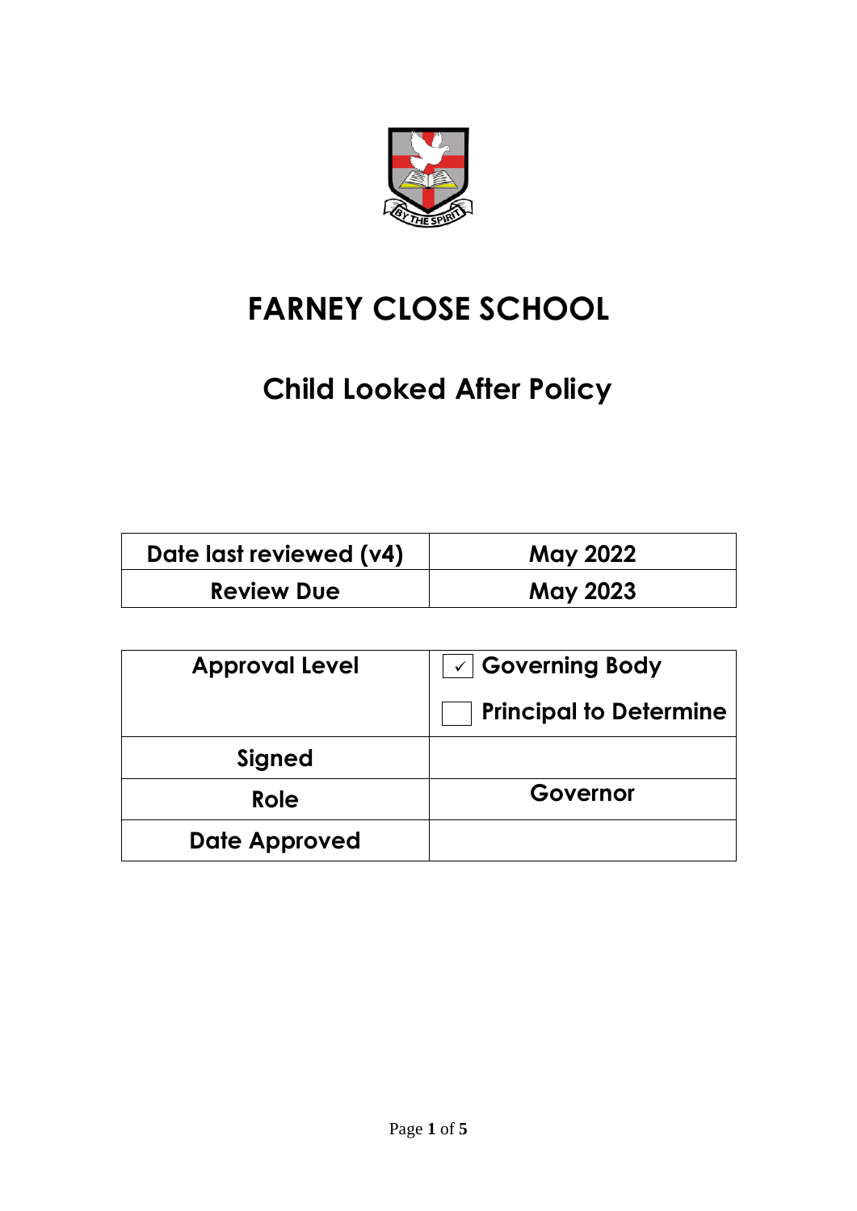# FARNEY CLOSE SCHOOL

## Child Looked After Policy

| Date last reviewed (v4) | May 2022 |
| --- | --- |
| Review Due | May 2023 |

| Approval Level | ✓ Governing Body<br>☐ Principal to Determine |
| --- | --- |
| Signed | |
| Role | Governor |
| Date Approved | |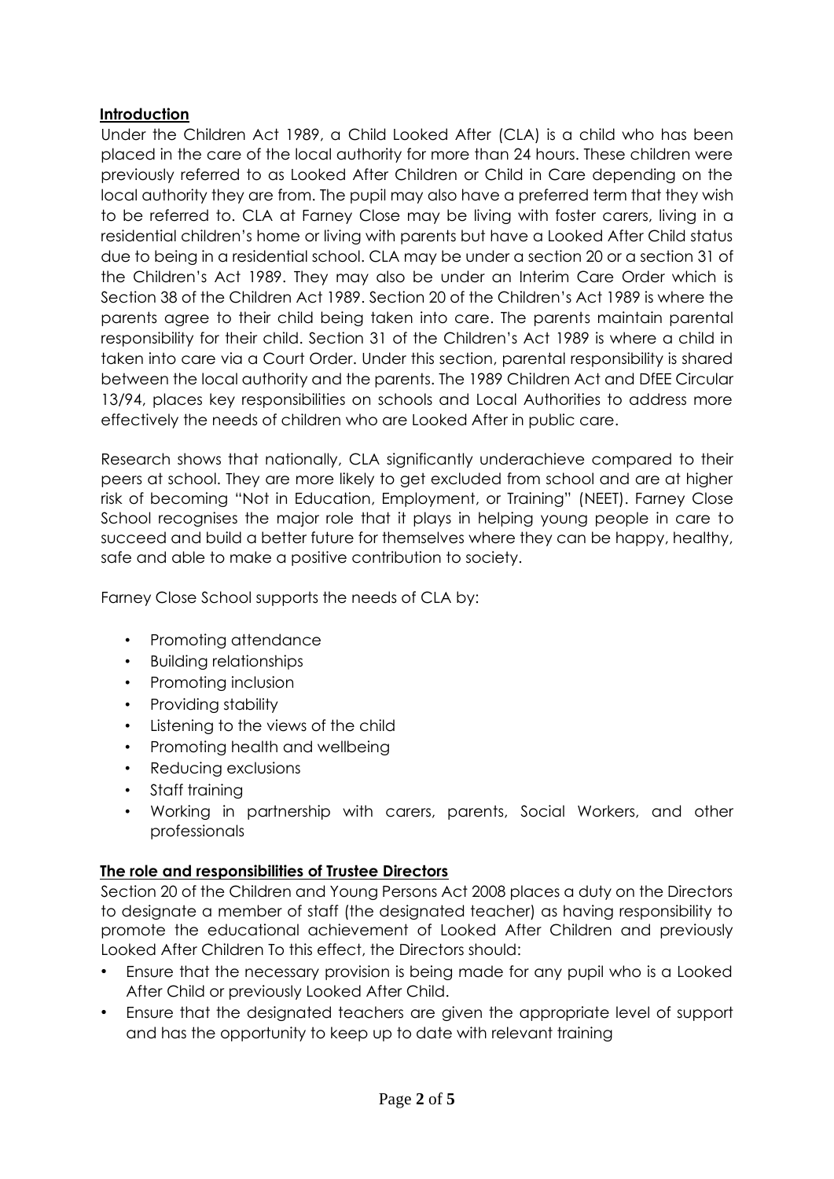## **Introduction**

Under the Children Act 1989, a Child Looked After (CLA) is a child who has been placed in the care of the local authority for more than 24 hours. These children were previously referred to as Looked After Children or Child in Care depending on the local authority they are from. The pupil may also have a preferred term that they wish to be referred to. CLA at Farney Close may be living with foster carers, living in a residential children's home or living with parents but have a Looked After Child status due to being in a residential school. CLA may be under a section 20 or a section 31 of the Children's Act 1989. They may also be under an Interim Care Order which is Section 38 of the Children Act 1989. Section 20 of the Children's Act 1989 is where the parents agree to their child being taken into care. The parents maintain parental responsibility for their child. Section 31 of the Children's Act 1989 is where a child in taken into care via a Court Order. Under this section, parental responsibility is shared between the local authority and the parents. The 1989 Children Act and DfEE Circular 13/94, places key responsibilities on schools and Local Authorities to address more effectively the needs of children who are Looked After in public care.

Research shows that nationally, CLA significantly underachieve compared to their peers at school. They are more likely to get excluded from school and are at higher risk of becoming "Not in Education, Employment, or Training" (NEET). Farney Close School recognises the major role that it plays in helping young people in care to succeed and build a better future for themselves where they can be happy, healthy, safe and able to make a positive contribution to society.

Farney Close School supports the needs of CLA by:

- Promoting attendance
- Building relationships
- Promoting inclusion
- Providing stability
- Listening to the views of the child
- Promoting health and wellbeing
- Reducing exclusions
- Staff training
- Working in partnership with carers, parents, Social Workers, and other professionals

## **The role and responsibilities of Trustee Directors**

Section 20 of the Children and Young Persons Act 2008 places a duty on the Directors to designate a member of staff (the designated teacher) as having responsibility to promote the educational achievement of Looked After Children and previously Looked After Children To this effect, the Directors should:

- Ensure that the necessary provision is being made for any pupil who is a Looked After Child or previously Looked After Child.
- Ensure that the designated teachers are given the appropriate level of support and has the opportunity to keep up to date with relevant training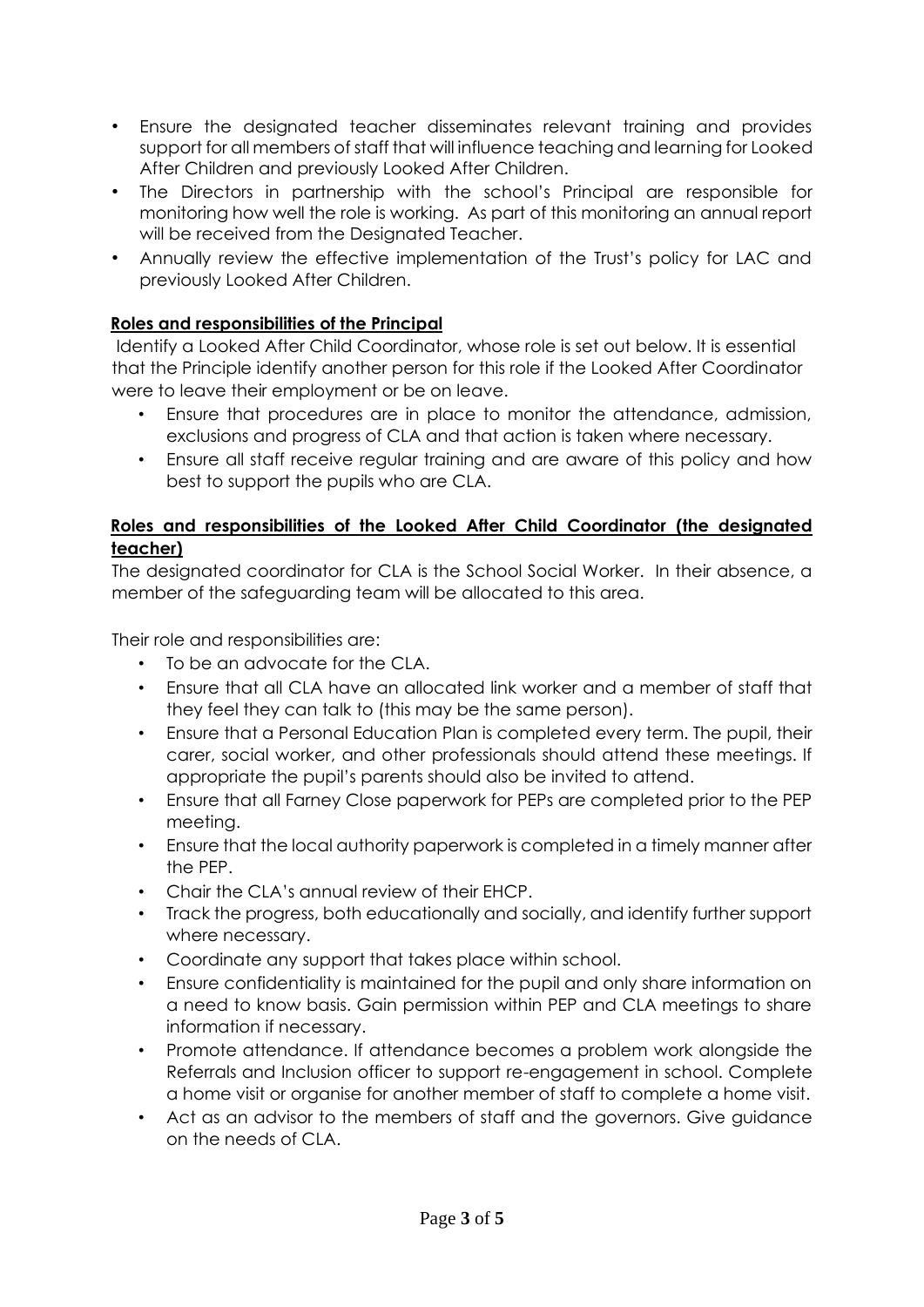- Ensure the designated teacher disseminates relevant training and provides support for all members of staff that will influence teaching and learning for Looked After Children and previously Looked After Children.
- The Directors in partnership with the school's Principal are responsible for monitoring how well the role is working. As part of this monitoring an annual report will be received from the Designated Teacher.
- Annually review the effective implementation of the Trust's policy for LAC and previously Looked After Children.

**Roles and responsibilities of the Principal**

Identify a Looked After Child Coordinator, whose role is set out below. It is essential that the Principle identify another person for this role if the Looked After Coordinator were to leave their employment or be on leave.

- Ensure that procedures are in place to monitor the attendance, admission, exclusions and progress of CLA and that action is taken where necessary.
- Ensure all staff receive regular training and are aware of this policy and how best to support the pupils who are CLA.

**Roles and responsibilities of the Looked After Child Coordinator (the designated teacher)**

The designated coordinator for CLA is the School Social Worker. In their absence, a member of the safeguarding team will be allocated to this area.

Their role and responsibilities are:

- To be an advocate for the CLA.
- Ensure that all CLA have an allocated link worker and a member of staff that they feel they can talk to (this may be the same person).
- Ensure that a Personal Education Plan is completed every term. The pupil, their carer, social worker, and other professionals should attend these meetings. If appropriate the pupil's parents should also be invited to attend.
- Ensure that all Farney Close paperwork for PEPs are completed prior to the PEP meeting.
- Ensure that the local authority paperwork is completed in a timely manner after the PEP.
- Chair the CLA's annual review of their EHCP.
- Track the progress, both educationally and socially, and identify further support where necessary.
- Coordinate any support that takes place within school.
- Ensure confidentiality is maintained for the pupil and only share information on a need to know basis. Gain permission within PEP and CLA meetings to share information if necessary.
- Promote attendance. If attendance becomes a problem work alongside the Referrals and Inclusion officer to support re-engagement in school. Complete a home visit or organise for another member of staff to complete a home visit.
- Act as an advisor to the members of staff and the governors. Give guidance on the needs of CLA.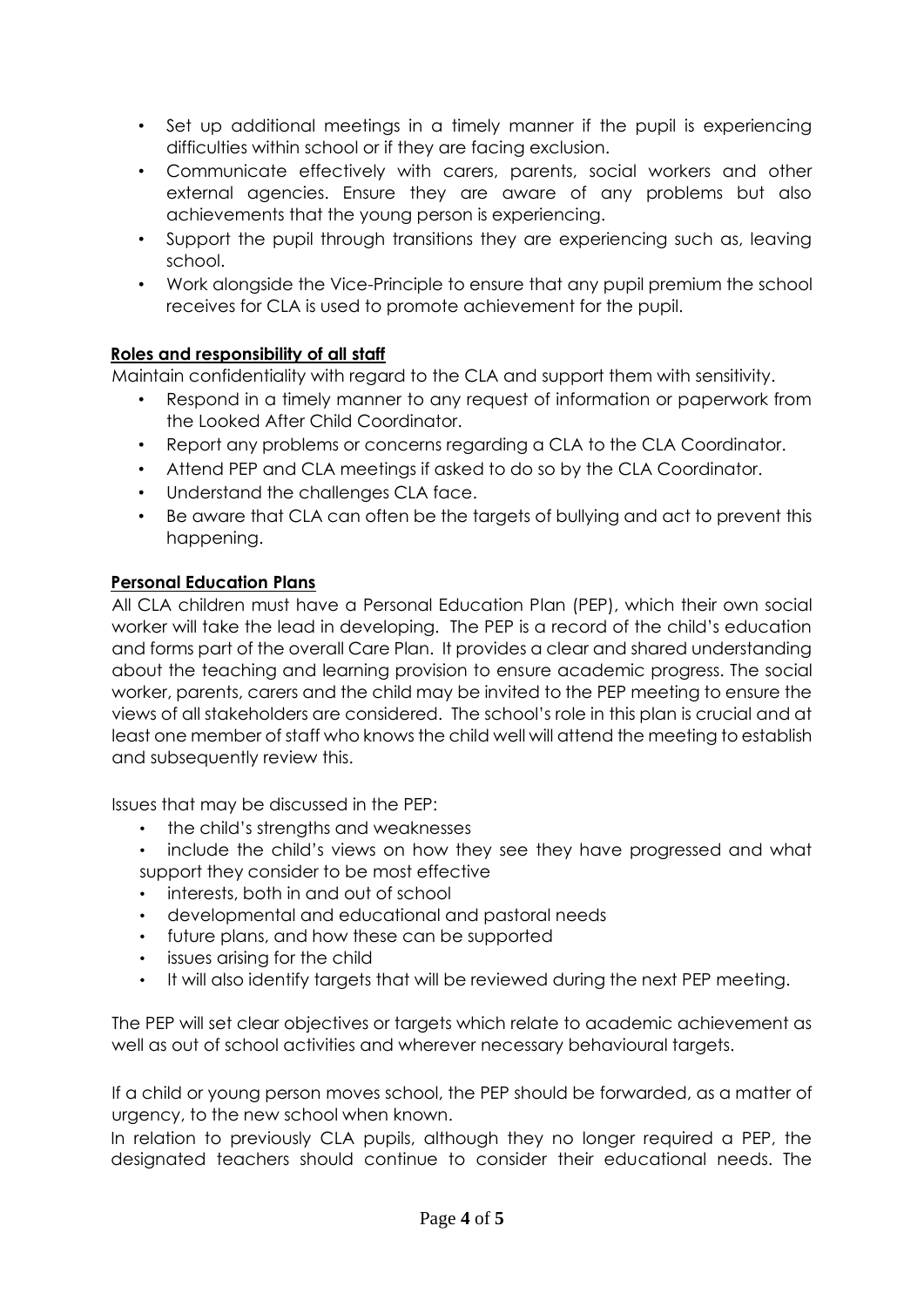- Set up additional meetings in a timely manner if the pupil is experiencing difficulties within school or if they are facing exclusion.
- Communicate effectively with carers, parents, social workers and other external agencies. Ensure they are aware of any problems but also achievements that the young person is experiencing.
- Support the pupil through transitions they are experiencing such as, leaving school.
- Work alongside the Vice-Principle to ensure that any pupil premium the school receives for CLA is used to promote achievement for the pupil.

**Roles and responsibility of all staff**

Maintain confidentiality with regard to the CLA and support them with sensitivity.

- Respond in a timely manner to any request of information or paperwork from the Looked After Child Coordinator.
- Report any problems or concerns regarding a CLA to the CLA Coordinator.
- Attend PEP and CLA meetings if asked to do so by the CLA Coordinator.
- Understand the challenges CLA face.
- Be aware that CLA can often be the targets of bullying and act to prevent this happening.

**Personal Education Plans**

All CLA children must have a Personal Education Plan (PEP), which their own social worker will take the lead in developing. The PEP is a record of the child's education and forms part of the overall Care Plan. It provides a clear and shared understanding about the teaching and learning provision to ensure academic progress. The social worker, parents, carers and the child may be invited to the PEP meeting to ensure the views of all stakeholders are considered. The school's role in this plan is crucial and at least one member of staff who knows the child well will attend the meeting to establish and subsequently review this.

Issues that may be discussed in the PEP:

- the child's strengths and weaknesses
- include the child's views on how they see they have progressed and what support they consider to be most effective
- interests, both in and out of school
- developmental and educational and pastoral needs
- future plans, and how these can be supported
- issues arising for the child
- It will also identify targets that will be reviewed during the next PEP meeting.

The PEP will set clear objectives or targets which relate to academic achievement as well as out of school activities and wherever necessary behavioural targets.

If a child or young person moves school, the PEP should be forwarded, as a matter of urgency, to the new school when known.

In relation to previously CLA pupils, although they no longer required a PEP, the designated teachers should continue to consider their educational needs. The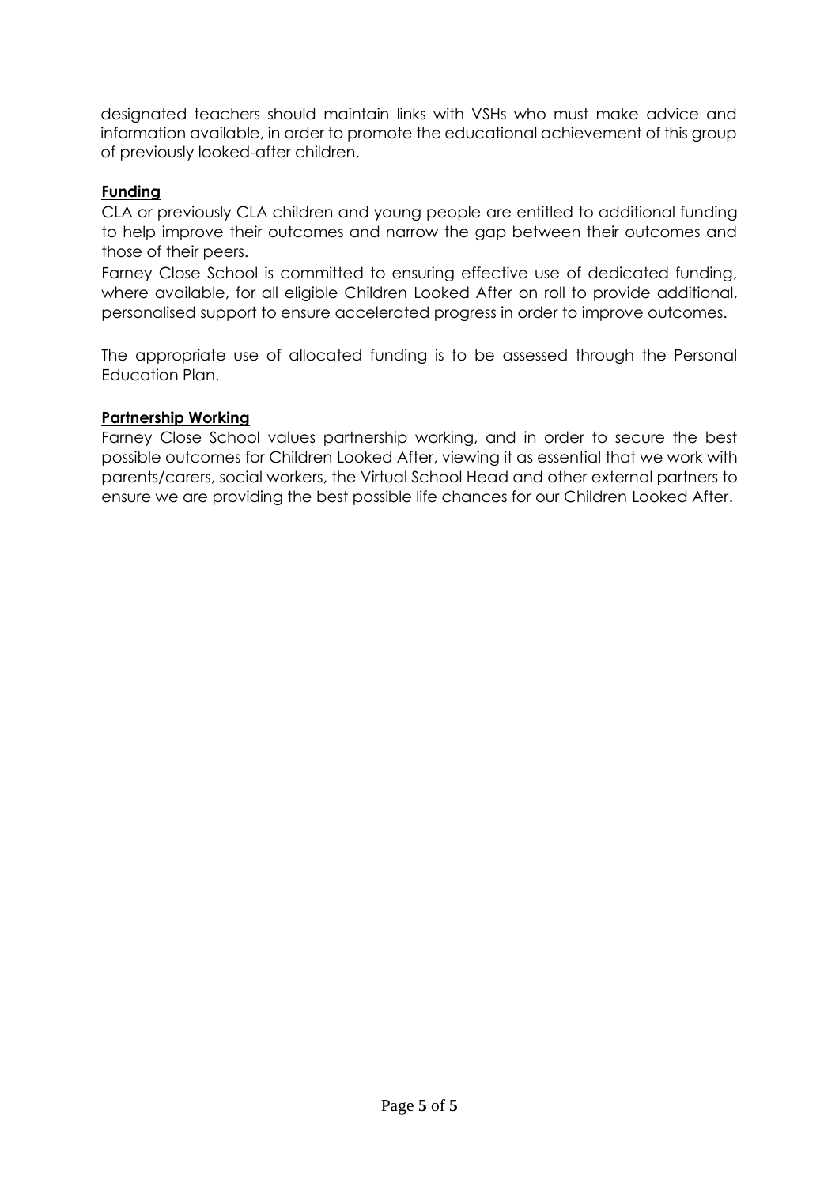designated teachers should maintain links with VSHs who must make advice and information available, in order to promote the educational achievement of this group of previously looked-after children.

**Funding**

CLA or previously CLA children and young people are entitled to additional funding to help improve their outcomes and narrow the gap between their outcomes and those of their peers.

Farney Close School is committed to ensuring effective use of dedicated funding, where available, for all eligible Children Looked After on roll to provide additional, personalised support to ensure accelerated progress in order to improve outcomes.

The appropriate use of allocated funding is to be assessed through the Personal Education Plan.

**Partnership Working**

Farney Close School values partnership working, and in order to secure the best possible outcomes for Children Looked After, viewing it as essential that we work with parents/carers, social workers, the Virtual School Head and other external partners to ensure we are providing the best possible life chances for our Children Looked After.